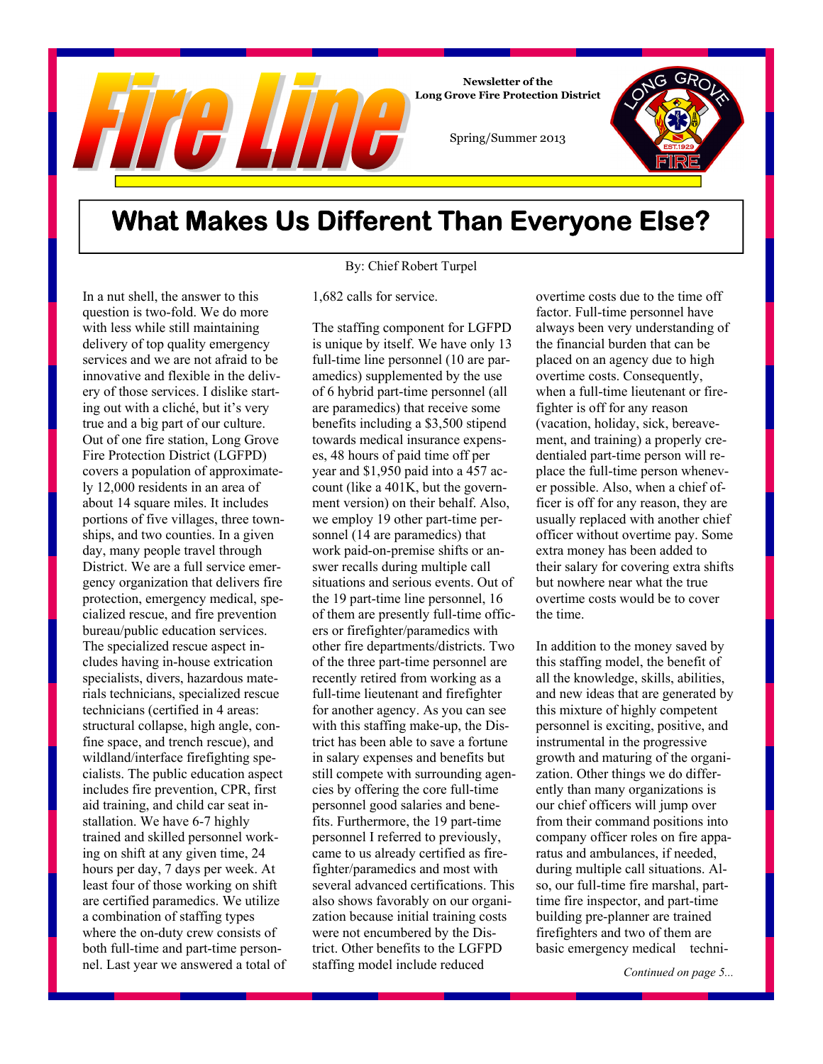# Fire Line

Newsletter of the Long Grove Fire Protection District

Spring/Summer 2013

## What Makes Us Different Than Everyone Else?

By: Chief Robert Turpel

In a nut shell, the answer to this question is two-fold. We do more with less while still maintaining delivery of top quality emergency services and we are not afraid to be innovative and flexible in the delivery of those services. I dislike starting out with a cliché, but it's very true and a big part of our culture. Out of one fire station, Long Grove Fire Protection District (LGFPD) covers a population of approximately 12,000 residents in an area of about 14 square miles. It includes portions of five villages, three townships, and two counties. In a given day, many people travel through District. We are a full service emergency organization that delivers fire protection, emergency medical, specialized rescue, and fire prevention bureau/public education services. The specialized rescue aspect includes having in-house extrication specialists, divers, hazardous materials technicians, specialized rescue technicians (certified in 4 areas: structural collapse, high angle, confine space, and trench rescue), and wildland/interface firefighting specialists. The public education aspect includes fire prevention, CPR, first aid training, and child car seat installation. We have 6-7 highly trained and skilled personnel working on shift at any given time, 24 hours per day, 7 days per week. At least four of those working on shift are certified paramedics. We utilize a combination of staffing types where the on-duty crew consists of both full-time and part-time personnel. Last year we answered a total of 1,682 calls for service.

The staffing component for LGFPD is unique by itself. We have only 13 full-time line personnel (10 are paramedics) supplemented by the use of 6 hybrid part-time personnel (all are paramedics) that receive some benefits including a $3,500 stipend towards medical insurance expenses, 48 hours of paid time off per year and $1,950 paid into a 457 account (like a 401K, but the government version) on their behalf. Also, we employ 19 other part-time personnel (14 are paramedics) that work paid-on-premise shifts or answer recalls during multiple call situations and serious events. Out of the 19 part-time line personnel, 16 of them are presently full-time officers or firefighter/paramedics with other fire departments/districts. Two of the three part-time personnel are recently retired from working as a full-time lieutenant and firefighter for another agency. As you can see with this staffing make-up, the District has been able to save a fortune in salary expenses and benefits but still compete with surrounding agencies by offering the core full-time personnel good salaries and benefits. Furthermore, the 19 part-time personnel I referred to previously, came to us already certified as firefighter/paramedics and most with several advanced certifications. This also shows favorably on our organization because initial training costs were not encumbered by the District. Other benefits to the LGFPD staffing model include reduced overtime costs due to the time off factor. Full-time personnel have always been very understanding of the financial burden that can be placed on an agency due to high overtime costs. Consequently, when a full-time lieutenant or firefighter is off for any reason (vacation, holiday, sick, bereavement, and training) a properly credentialed part-time person will replace the full-time person whenever possible. Also, when a chief officer is off for any reason, they are usually replaced with another chief officer without overtime pay. Some extra money has been added to their salary for covering extra shifts but nowhere near what the true overtime costs would be to cover the time.

In addition to the money saved by this staffing model, the benefit of all the knowledge, skills, abilities, and new ideas that are generated by this mixture of highly competent personnel is exciting, positive, and instrumental in the progressive growth and maturing of the organization. Other things we do differently than many organizations is our chief officers will jump over from their command positions into company officer roles on fire apparatus and ambulances, if needed, during multiple call situations. Also, our full-time fire marshal, part-time fire inspector, and part-time building pre-planner are trained firefighters and two of them are basic emergency medical techni-

*Continued on page 5...*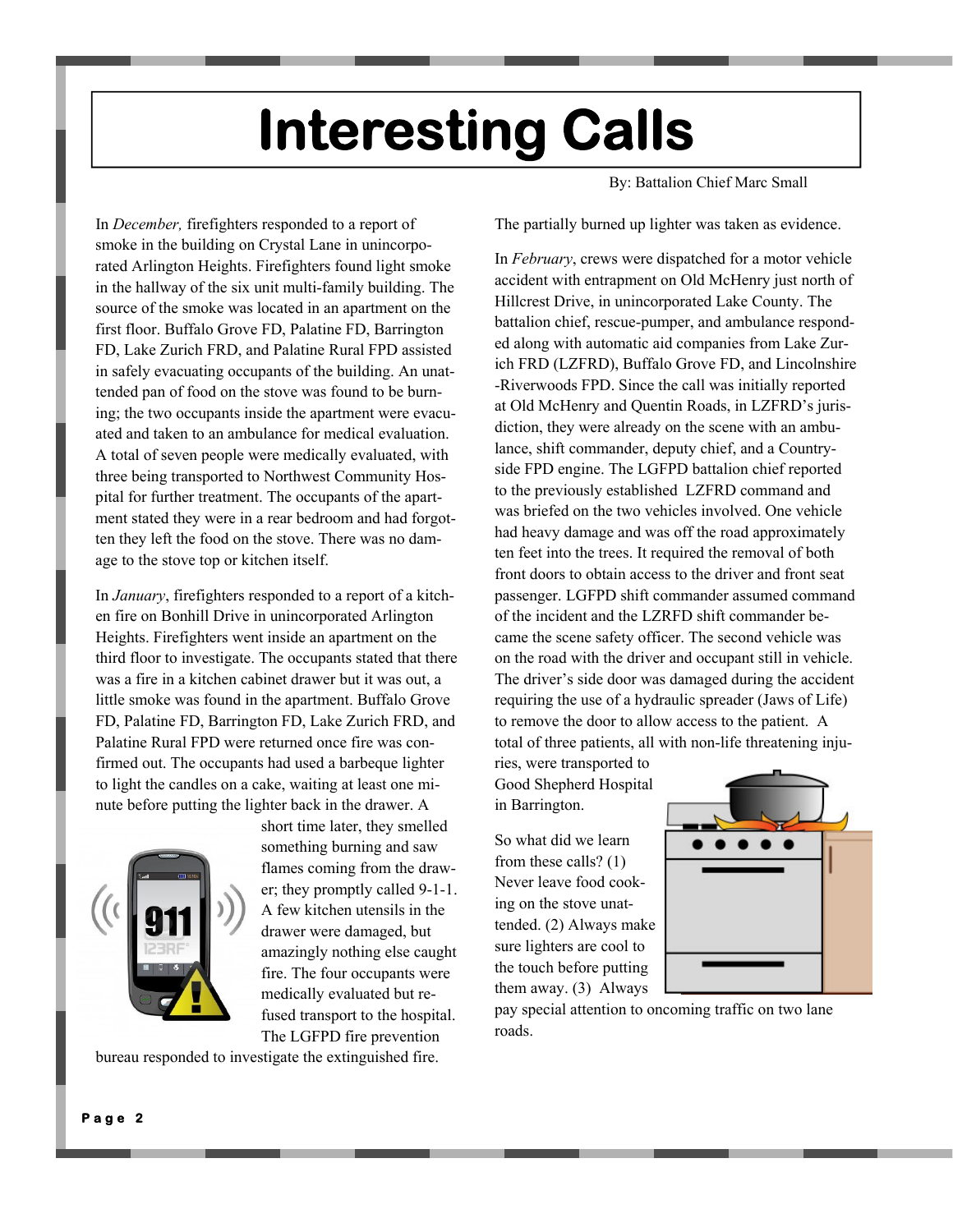# Interesting Calls

By: Battalion Chief Marc Small

In *December,* firefighters responded to a report of smoke in the building on Crystal Lane in unincorporated Arlington Heights. Firefighters found light smoke in the hallway of the six unit multi-family building. The source of the smoke was located in an apartment on the first floor. Buffalo Grove FD, Palatine FD, Barrington FD, Lake Zurich FRD, and Palatine Rural FPD assisted in safely evacuating occupants of the building. An unattended pan of food on the stove was found to be burning; the two occupants inside the apartment were evacuated and taken to an ambulance for medical evaluation. A total of seven people were medically evaluated, with three being transported to Northwest Community Hospital for further treatment. The occupants of the apartment stated they were in a rear bedroom and had forgotten they left the food on the stove. There was no damage to the stove top or kitchen itself.

In *January*, firefighters responded to a report of a kitchen fire on Bonhill Drive in unincorporated Arlington Heights. Firefighters went inside an apartment on the third floor to investigate. The occupants stated that there was a fire in a kitchen cabinet drawer but it was out, a little smoke was found in the apartment. Buffalo Grove FD, Palatine FD, Barrington FD, Lake Zurich FRD, and Palatine Rural FPD were returned once fire was confirmed out. The occupants had used a barbeque lighter to light the candles on a cake, waiting at least one minute before putting the lighter back in the drawer. A short time later, they smelled something burning and saw flames coming from the drawer; they promptly called 9-1-1. A few kitchen utensils in the drawer were damaged, but amazingly nothing else caught fire. The four occupants were medically evaluated but refused transport to the hospital. The LGFPD fire prevention bureau responded to investigate the extinguished fire. The partially burned up lighter was taken as evidence.

In *February*, crews were dispatched for a motor vehicle accident with entrapment on Old McHenry just north of Hillcrest Drive, in unincorporated Lake County. The battalion chief, rescue-pumper, and ambulance responded along with automatic aid companies from Lake Zurich FRD (LZFRD), Buffalo Grove FD, and Lincolnshire-Riverwoods FPD. Since the call was initially reported at Old McHenry and Quentin Roads, in LZFRD's jurisdiction, they were already on the scene with an ambulance, shift commander, deputy chief, and a Countryside FPD engine. The LGFPD battalion chief reported to the previously established LZFRD command and was briefed on the two vehicles involved. One vehicle had heavy damage and was off the road approximately ten feet into the trees. It required the removal of both front doors to obtain access to the driver and front seat passenger. LGFPD shift commander assumed command of the incident and the LZRFD shift commander became the scene safety officer. The second vehicle was on the road with the driver and occupant still in vehicle. The driver's side door was damaged during the accident requiring the use of a hydraulic spreader (Jaws of Life) to remove the door to allow access to the patient. A total of three patients, all with non-life threatening injuries, were transported to Good Shepherd Hospital in Barrington.

So what did we learn from these calls? (1) Never leave food cooking on the stove unattended. (2) Always make sure lighters are cool to the touch before putting them away. (3) Always pay special attention to oncoming traffic on two lane roads.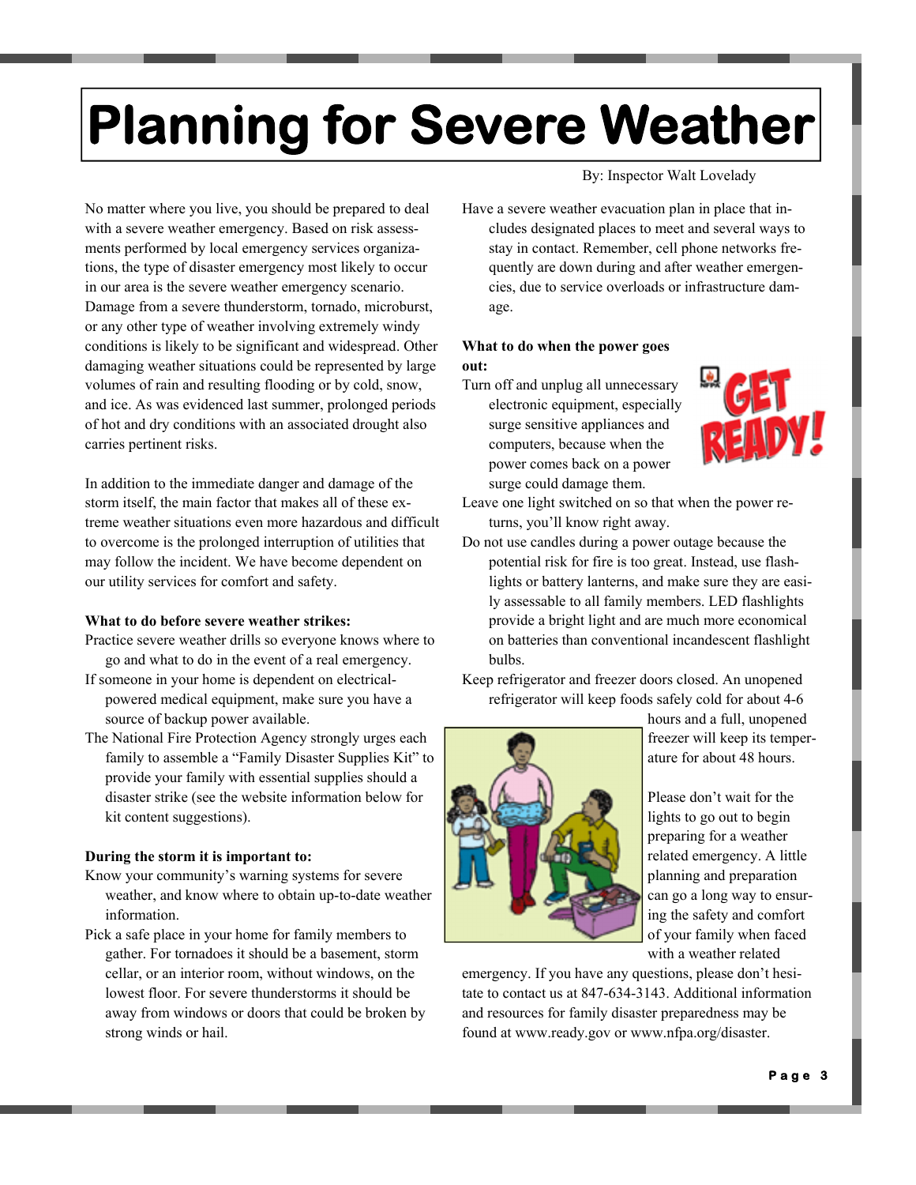# Planning for Severe Weather

By: Inspector Walt Lovelady

No matter where you live, you should be prepared to deal with a severe weather emergency. Based on risk assessments performed by local emergency services organizations, the type of disaster emergency most likely to occur in our area is the severe weather emergency scenario. Damage from a severe thunderstorm, tornado, microburst, or any other type of weather involving extremely windy conditions is likely to be significant and widespread. Other damaging weather situations could be represented by large volumes of rain and resulting flooding or by cold, snow, and ice. As was evidenced last summer, prolonged periods of hot and dry conditions with an associated drought also carries pertinent risks.

In addition to the immediate danger and damage of the storm itself, the main factor that makes all of these extreme weather situations even more hazardous and difficult to overcome is the prolonged interruption of utilities that may follow the incident. We have become dependent on our utility services for comfort and safety.

**What to do before severe weather strikes:**

Practice severe weather drills so everyone knows where to go and what to do in the event of a real emergency.

If someone in your home is dependent on electrical-powered medical equipment, make sure you have a source of backup power available.

The National Fire Protection Agency strongly urges each family to assemble a "Family Disaster Supplies Kit" to provide your family with essential supplies should a disaster strike (see the website information below for kit content suggestions).

**During the storm it is important to:**

Know your community's warning systems for severe weather, and know where to obtain up-to-date weather information.

Pick a safe place in your home for family members to gather. For tornadoes it should be a basement, storm cellar, or an interior room, without windows, on the lowest floor. For severe thunderstorms it should be away from windows or doors that could be broken by strong winds or hail.

Have a severe weather evacuation plan in place that includes designated places to meet and several ways to stay in contact. Remember, cell phone networks frequently are down during and after weather emergencies, due to service overloads or infrastructure damage.

**What to do when the power goes out:**

Turn off and unplug all unnecessary electronic equipment, especially surge sensitive appliances and computers, because when the power comes back on a power surge could damage them.

Leave one light switched on so that when the power returns, you'll know right away.

Do not use candles during a power outage because the potential risk for fire is too great. Instead, use flashlights or battery lanterns, and make sure they are easily assessable to all family members. LED flashlights provide a bright light and are much more economical on batteries than conventional incandescent flashlight bulbs.

Keep refrigerator and freezer doors closed. An unopened refrigerator will keep foods safely cold for about 4-6 hours and a full, unopened freezer will keep its temperature for about 48 hours.

Please don't wait for the lights to go out to begin preparing for a weather related emergency. A little planning and preparation can go a long way to ensuring the safety and comfort of your family when faced with a weather related emergency. If you have any questions, please don't hesitate to contact us at 847-634-3143. Additional information and resources for family disaster preparedness may be found at www.ready.gov or www.nfpa.org/disaster.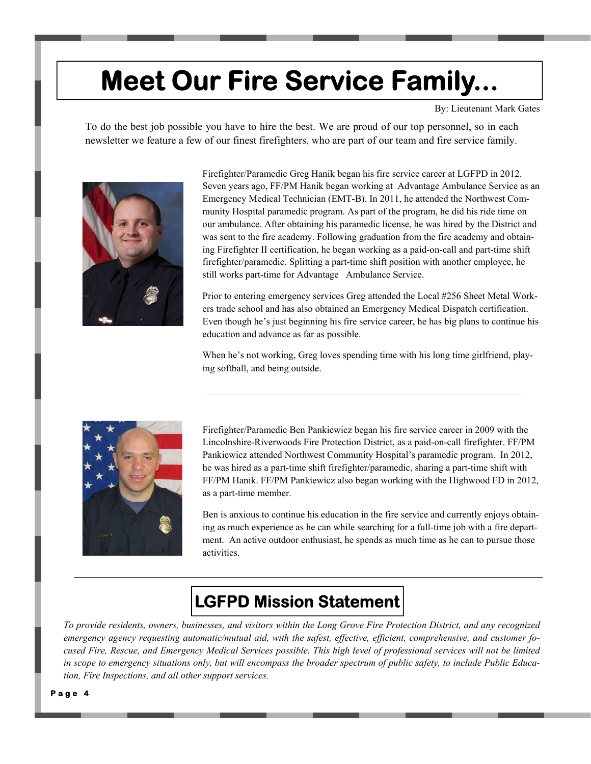# Meet Our Fire Service Family...

By: Lieutenant Mark Gates

To do the best job possible you have to hire the best. We are proud of our top personnel, so in each newsletter we feature a few of our finest firefighters, who are part of our team and fire service family.

Firefighter/Paramedic Greg Hanik began his fire service career at LGFPD in 2012. Seven years ago, FF/PM Hanik began working at Advantage Ambulance Service as an Emergency Medical Technician (EMT-B). In 2011, he attended the Northwest Community Hospital paramedic program. As part of the program, he did his ride time on our ambulance. After obtaining his paramedic license, he was hired by the District and was sent to the fire academy. Following graduation from the fire academy and obtaining Firefighter II certification, he began working as a paid-on-call and part-time shift firefighter/paramedic. Splitting a part-time shift position with another employee, he still works part-time for Advantage Ambulance Service.

Prior to entering emergency services Greg attended the Local #256 Sheet Metal Workers trade school and has also obtained an Emergency Medical Dispatch certification. Even though he's just beginning his fire service career, he has big plans to continue his education and advance as far as possible.

When he's not working, Greg loves spending time with his long time girlfriend, playing softball, and being outside.

---

Firefighter/Paramedic Ben Pankiewicz began his fire service career in 2009 with the Lincolnshire-Riverwoods Fire Protection District, as a paid-on-call firefighter. FF/PM Pankiewicz attended Northwest Community Hospital's paramedic program. In 2012, he was hired as a part-time shift firefighter/paramedic, sharing a part-time shift with FF/PM Hanik. FF/PM Pankiewicz also began working with the Highwood FD in 2012, as a part-time member.

Ben is anxious to continue his education in the fire service and currently enjoys obtaining as much experience as he can while searching for a full-time job with a fire department. An active outdoor enthusiast, he spends as much time as he can to pursue those activities.

---

## LGFPD Mission Statement

*To provide residents, owners, businesses, and visitors within the Long Grove Fire Protection District, and any recognized emergency agency requesting automatic/mutual aid, with the safest, effective, efficient, comprehensive, and customer focused Fire, Rescue, and Emergency Medical Services possible. This high level of professional services will not be limited in scope to emergency situations only, but will encompass the broader spectrum of public safety, to include Public Education, Fire Inspections, and all other support services.*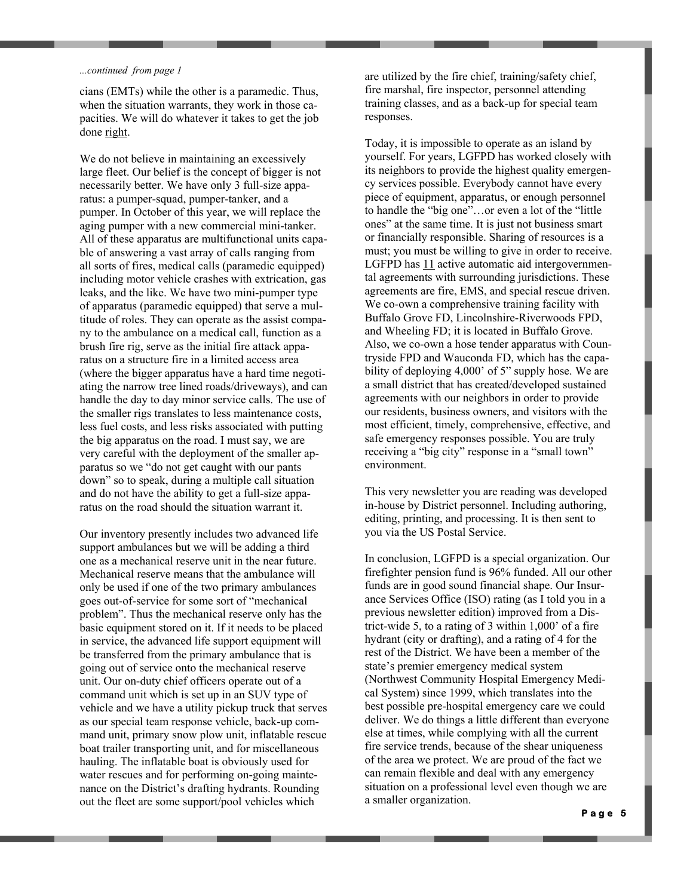*...continued from page 1*

cians (EMTs) while the other is a paramedic. Thus, when the situation warrants, they work in those capacities. We will do whatever it takes to get the job done <u>right</u>.

We do not believe in maintaining an excessively large fleet. Our belief is the concept of bigger is not necessarily better. We have only 3 full-size apparatus: a pumper-squad, pumper-tanker, and a pumper. In October of this year, we will replace the aging pumper with a new commercial mini-tanker. All of these apparatus are multifunctional units capable of answering a vast array of calls ranging from all sorts of fires, medical calls (paramedic equipped) including motor vehicle crashes with extrication, gas leaks, and the like. We have two mini-pumper type of apparatus (paramedic equipped) that serve a multitude of roles. They can operate as the assist company to the ambulance on a medical call, function as a brush fire rig, serve as the initial fire attack apparatus on a structure fire in a limited access area (where the bigger apparatus have a hard time negotiating the narrow tree lined roads/driveways), and can handle the day to day minor service calls. The use of the smaller rigs translates to less maintenance costs, less fuel costs, and less risks associated with putting the big apparatus on the road. I must say, we are very careful with the deployment of the smaller apparatus so we "do not get caught with our pants down" so to speak, during a multiple call situation and do not have the ability to get a full-size apparatus on the road should the situation warrant it.

Our inventory presently includes two advanced life support ambulances but we will be adding a third one as a mechanical reserve unit in the near future. Mechanical reserve means that the ambulance will only be used if one of the two primary ambulances goes out-of-service for some sort of "mechanical problem". Thus the mechanical reserve only has the basic equipment stored on it. If it needs to be placed in service, the advanced life support equipment will be transferred from the primary ambulance that is going out of service onto the mechanical reserve unit. Our on-duty chief officers operate out of a command unit which is set up in an SUV type of vehicle and we have a utility pickup truck that serves as our special team response vehicle, back-up command unit, primary snow plow unit, inflatable rescue boat trailer transporting unit, and for miscellaneous hauling. The inflatable boat is obviously used for water rescues and for performing on-going maintenance on the District's drafting hydrants. Rounding out the fleet are some support/pool vehicles which are utilized by the fire chief, training/safety chief, fire marshal, fire inspector, personnel attending training classes, and as a back-up for special team responses.

Today, it is impossible to operate as an island by yourself. For years, LGFPD has worked closely with its neighbors to provide the highest quality emergency services possible. Everybody cannot have every piece of equipment, apparatus, or enough personnel to handle the "big one"…or even a lot of the "little ones" at the same time. It is just not business smart or financially responsible. Sharing of resources is a must; you must be willing to give in order to receive. LGFPD has <u>11</u> active automatic aid intergovernmental agreements with surrounding jurisdictions. These agreements are fire, EMS, and special rescue driven. We co-own a comprehensive training facility with Buffalo Grove FD, Lincolnshire-Riverwoods FPD, and Wheeling FD; it is located in Buffalo Grove. Also, we co-own a hose tender apparatus with Countryside FPD and Wauconda FD, which has the capability of deploying 4,000' of 5" supply hose. We are a small district that has created/developed sustained agreements with our neighbors in order to provide our residents, business owners, and visitors with the most efficient, timely, comprehensive, effective, and safe emergency responses possible. You are truly receiving a "big city" response in a "small town" environment.

This very newsletter you are reading was developed in-house by District personnel. Including authoring, editing, printing, and processing. It is then sent to you via the US Postal Service.

In conclusion, LGFPD is a special organization. Our firefighter pension fund is 96% funded. All our other funds are in good sound financial shape. Our Insurance Services Office (ISO) rating (as I told you in a previous newsletter edition) improved from a District-wide 5, to a rating of 3 within 1,000' of a fire hydrant (city or drafting), and a rating of 4 for the rest of the District. We have been a member of the state's premier emergency medical system (Northwest Community Hospital Emergency Medical System) since 1999, which translates into the best possible pre-hospital emergency care we could deliver. We do things a little different than everyone else at times, while complying with all the current fire service trends, because of the shear uniqueness of the area we protect. We are proud of the fact we can remain flexible and deal with any emergency situation on a professional level even though we are a smaller organization.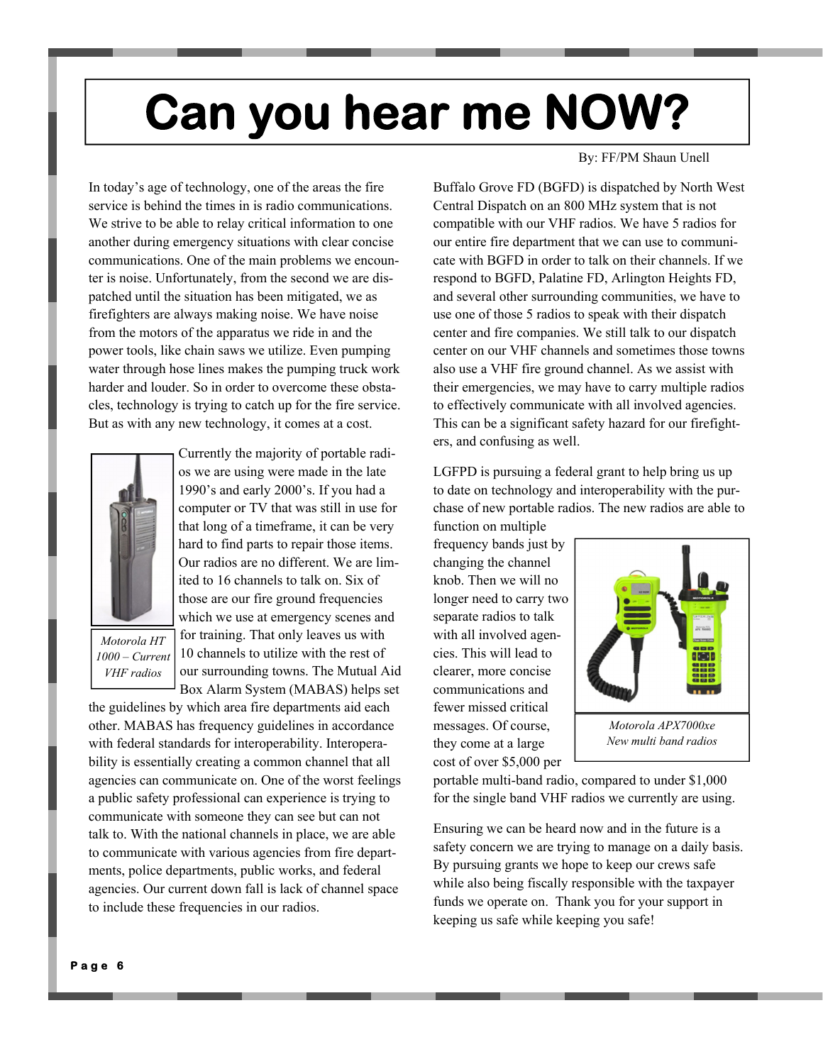# Can you hear me NOW?

By: FF/PM Shaun Unell

In today's age of technology, one of the areas the fire service is behind the times in is radio communications. We strive to be able to relay critical information to one another during emergency situations with clear concise communications. One of the main problems we encounter is noise. Unfortunately, from the second we are dispatched until the situation has been mitigated, we as firefighters are always making noise. We have noise from the motors of the apparatus we ride in and the power tools, like chain saws we utilize. Even pumping water through hose lines makes the pumping truck work harder and louder. So in order to overcome these obstacles, technology is trying to catch up for the fire service. But as with any new technology, it comes at a cost.

*Motorola HT 1000 – Current VHF radios*

Currently the majority of portable radios we are using were made in the late 1990's and early 2000's. If you had a computer or TV that was still in use for that long of a timeframe, it can be very hard to find parts to repair those items. Our radios are no different. We are limited to 16 channels to talk on. Six of those are our fire ground frequencies which we use at emergency scenes and for training. That only leaves us with 10 channels to utilize with the rest of our surrounding towns. The Mutual Aid Box Alarm System (MABAS) helps set the guidelines by which area fire departments aid each other. MABAS has frequency guidelines in accordance with federal standards for interoperability. Interoperability is essentially creating a common channel that all agencies can communicate on. One of the worst feelings a public safety professional can experience is trying to communicate with someone they can see but can not talk to. With the national channels in place, we are able to communicate with various agencies from fire departments, police departments, public works, and federal agencies. Our current down fall is lack of channel space to include these frequencies in our radios.

Buffalo Grove FD (BGFD) is dispatched by North West Central Dispatch on an 800 MHz system that is not compatible with our VHF radios. We have 5 radios for our entire fire department that we can use to communicate with BGFD in order to talk on their channels. If we respond to BGFD, Palatine FD, Arlington Heights FD, and several other surrounding communities, we have to use one of those 5 radios to speak with their dispatch center and fire companies. We still talk to our dispatch center on our VHF channels and sometimes those towns also use a VHF fire ground channel. As we assist with their emergencies, we may have to carry multiple radios to effectively communicate with all involved agencies. This can be a significant safety hazard for our firefighters, and confusing as well.

LGFPD is pursuing a federal grant to help bring us up to date on technology and interoperability with the purchase of new portable radios. The new radios are able to function on multiple frequency bands just by changing the channel knob. Then we will no longer need to carry two separate radios to talk with all involved agencies. This will lead to clearer, more concise communications and fewer missed critical messages. Of course, they come at a large cost of over $5,000 per portable multi-band radio, compared to under $1,000 for the single band VHF radios we currently are using.

*Motorola APX7000xe New multi band radios*

Ensuring we can be heard now and in the future is a safety concern we are trying to manage on a daily basis. By pursuing grants we hope to keep our crews safe while also being fiscally responsible with the taxpayer funds we operate on. Thank you for your support in keeping us safe while keeping you safe!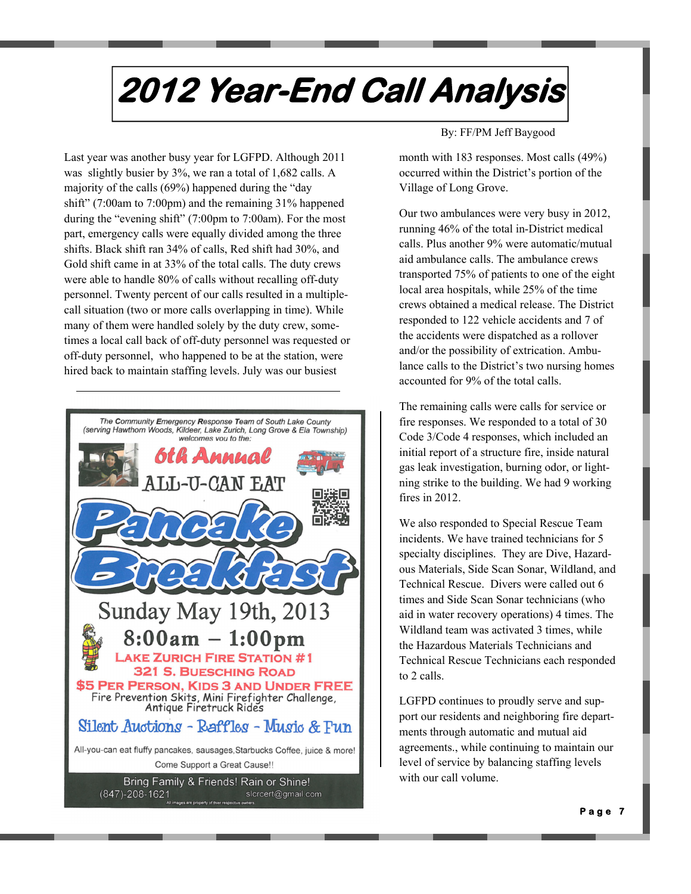# 2012 Year-End Call Analysis

By: FF/PM Jeff Baygood

Last year was another busy year for LGFPD. Although 2011 was slightly busier by 3%, we ran a total of 1,682 calls. A majority of the calls (69%) happened during the "day shift" (7:00am to 7:00pm) and the remaining 31% happened during the "evening shift" (7:00pm to 7:00am). For the most part, emergency calls were equally divided among the three shifts. Black shift ran 34% of calls, Red shift had 30%, and Gold shift came in at 33% of the total calls. The duty crews were able to handle 80% of calls without recalling off-duty personnel. Twenty percent of our calls resulted in a multiple-call situation (two or more calls overlapping in time). While many of them were handled solely by the duty crew, sometimes a local call back of off-duty personnel was requested or off-duty personnel, who happened to be at the station, were hired back to maintain staffing levels. July was our busiest month with 183 responses. Most calls (49%) occurred within the District's portion of the Village of Long Grove.

Our two ambulances were very busy in 2012, running 46% of the total in-District medical calls. Plus another 9% were automatic/mutual aid ambulance calls. The ambulance crews transported 75% of patients to one of the eight local area hospitals, while 25% of the time crews obtained a medical release. The District responded to 122 vehicle accidents and 7 of the accidents were dispatched as a rollover and/or the possibility of extrication. Ambulance calls to the District's two nursing homes accounted for 9% of the total calls.

The remaining calls were calls for service or fire responses. We responded to a total of 30 Code 3/Code 4 responses, which included an initial report of a structure fire, inside natural gas leak investigation, burning odor, or lightning strike to the building. We had 9 working fires in 2012.

We also responded to Special Rescue Team incidents. We have trained technicians for 5 specialty disciplines. They are Dive, Hazardous Materials, Side Scan Sonar, Wildland, and Technical Rescue. Divers were called out 6 times and Side Scan Sonar technicians (who aid in water recovery operations) 4 times. The Wildland team was activated 3 times, while the Hazardous Materials Technicians and Technical Rescue Technicians each responded to 2 calls.

LGFPD continues to proudly serve and support our residents and neighboring fire departments through automatic and mutual aid agreements., while continuing to maintain our level of service by balancing staffing levels with our call volume.

---

*The **C**ommunity **E**mergency **R**esponse **T**eam of South Lake County (serving Hawthorn Woods, Kildeer, Lake Zurich, Long Grove & Ela Township) welcomes you to the:*

## 6th Annual ALL-U-CAN EAT Pancake Breakfast

**Sunday May 19th, 2013**

**8:00am – 1:00pm**

**LAKE ZURICH FIRE STATION #1**
**321 S. BUESCHING ROAD**

**$5 PER PERSON, KIDS 3 AND UNDER FREE**

Fire Prevention Skits, Mini Firefighter Challenge, Antique Firetruck Rides

Silent Auctions - Raffles - Music & Fun

All-you-can eat fluffy pancakes, sausages, Starbucks Coffee, juice & more!

Come Support a Great Cause!!

Bring Family & Friends! Rain or Shine!

(847)-208-1621 slcrcert@gmail.com

All images are property of thier respective owners.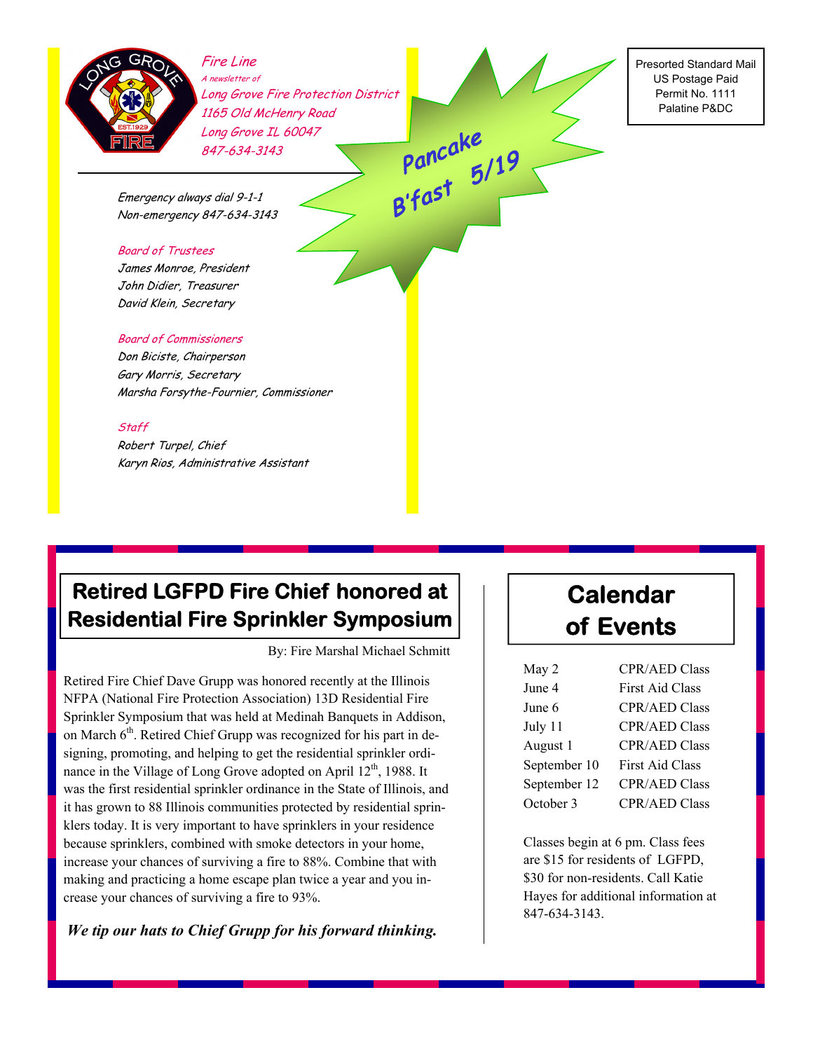*Fire Line*

*A newsletter of*

*Long Grove Fire Protection District*
*1165 Old McHenry Road*
*Long Grove IL 60047*
*847-634-3143*

Pancake B'fast 5/19

Presorted Standard Mail
US Postage Paid
Permit No. 1111
Palatine P&DC

*Emergency always dial 9-1-1*
*Non-emergency 847-634-3143*

*Board of Trustees*
*James Monroe, President*
*John Didier, Treasurer*
*David Klein, Secretary*

*Board of Commissioners*
*Don Biciste, Chairperson*
*Gary Morris, Secretary*
*Marsha Forsythe-Fournier, Commissioner*

*Staff*
*Robert Turpel, Chief*
*Karyn Rios, Administrative Assistant*

## Retired LGFPD Fire Chief honored at Residential Fire Sprinkler Symposium

By: Fire Marshal Michael Schmitt

Retired Fire Chief Dave Grupp was honored recently at the Illinois NFPA (National Fire Protection Association) 13D Residential Fire Sprinkler Symposium that was held at Medinah Banquets in Addison, on March 6th. Retired Chief Grupp was recognized for his part in designing, promoting, and helping to get the residential sprinkler ordinance in the Village of Long Grove adopted on April 12th, 1988. It was the first residential sprinkler ordinance in the State of Illinois, and it has grown to 88 Illinois communities protected by residential sprinklers today. It is very important to have sprinklers in your residence because sprinklers, combined with smoke detectors in your home, increase your chances of surviving a fire to 88%. Combine that with making and practicing a home escape plan twice a year and you increase your chances of surviving a fire to 93%.

***We tip our hats to Chief Grupp for his forward thinking.***

## Calendar of Events

| | |
|---|---|
| May 2 | CPR/AED Class |
| June 4 | First Aid Class |
| June 6 | CPR/AED Class |
| July 11 | CPR/AED Class |
| August 1 | CPR/AED Class |
| September 10 | First Aid Class |
| September 12 | CPR/AED Class |
| October 3 | CPR/AED Class |

Classes begin at 6 pm. Class fees are $15 for residents of LGFPD, $30 for non-residents. Call Katie Hayes for additional information at 847-634-3143.